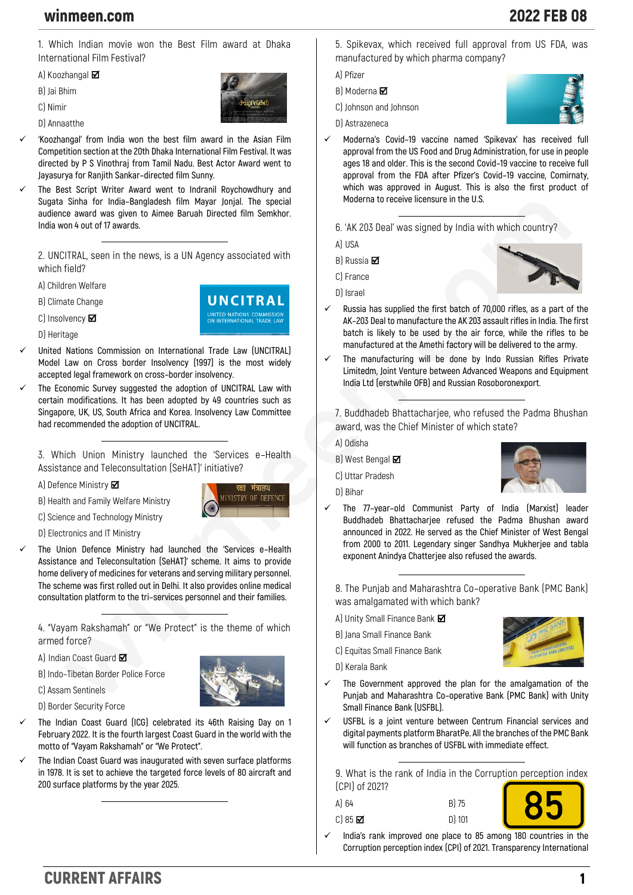1. Which Indian movie won the Best Film award at Dhaka International Film Festival?

A) Koozhangal ☑

B) Jai Bhim

C) Nimir

D) Annaatthe

- ✓ 'Koozhangal' from India won the best film award in the Asian Film Competition section at the 20th Dhaka International Film Festival. It was directed by P S Vinothraj from Tamil Nadu. Best Actor Award went to Jayasurya for Ranjith Sankar-directed film Sunny.
- ✓ The Best Script Writer Award went to Indranil Roychowdhury and Sugata Sinha for India-Bangladesh film Mayar Jonjal. The special audience award was given to Aimee Baruah Directed film Semkhor. India won 4 out of 17 awards.

---

2. UNCITRAL, seen in the news, is a UN Agency associated with which field?

A) Children Welfare

B) Climate Change

C) Insolvency ☑

D) Heritage

- ✓ United Nations Commission on International Trade Law (UNCITRAL) Model Law on Cross border Insolvency (1997) is the most widely accepted legal framework on cross-border insolvency.
- ✓ The Economic Survey suggested the adoption of UNCITRAL Law with certain modifications. It has been adopted by 49 countries such as Singapore, UK, US, South Africa and Korea. Insolvency Law Committee had recommended the adoption of UNCITRAL.

---

3. Which Union Ministry launched the 'Services e-Health Assistance and Teleconsultation (SeHAT)' initiative?

A) Defence Ministry ☑

B) Health and Family Welfare Ministry

C) Science and Technology Ministry

D) Electronics and IT Ministry

- ✓ The Union Defence Ministry had launched the 'Services e-Health Assistance and Teleconsultation (SeHAT)' scheme. It aims to provide home delivery of medicines for veterans and serving military personnel. The scheme was first rolled out in Delhi. It also provides online medical consultation platform to the tri-services personnel and their families.

---

4. "Vayam Rakshamah" or "We Protect" is the theme of which armed force?

A) Indian Coast Guard ☑

B) Indo-Tibetan Border Police Force

C) Assam Sentinels

D) Border Security Force

- ✓ The Indian Coast Guard (ICG) celebrated its 46th Raising Day on 1 February 2022. It is the fourth largest Coast Guard in the world with the motto of "Vayam Rakshamah" or "We Protect".
- ✓ The Indian Coast Guard was inaugurated with seven surface platforms in 1978. It is set to achieve the targeted force levels of 80 aircraft and 200 surface platforms by the year 2025.

---

5. Spikevax, which received full approval from US FDA, was manufactured by which pharma company?

A) Pfizer

B) Moderna ☑

C) Johnson and Johnson

D) Astrazeneca

- ✓ Moderna's Covid-19 vaccine named 'Spikevax' has received full approval from the US Food and Drug Administration, for use in people ages 18 and older. This is the second Covid-19 vaccine to receive full approval from the FDA after Pfizer's Covid-19 vaccine, Comirnaty, which was approved in August. This is also the first product of Moderna to receive licensure in the U.S.

---

6. 'AK 203 Deal' was signed by India with which country?

A) USA

B) Russia ☑

C) France

D) Israel

- ✓ Russia has supplied the first batch of 70,000 rifles, as a part of the AK-203 Deal to manufacture the AK 203 assault rifles in India. The first batch is likely to be used by the air force, while the rifles to be manufactured at the Amethi factory will be delivered to the army.
- ✓ The manufacturing will be done by Indo Russian Rifles Private Limitedm, Joint Venture between Advanced Weapons and Equipment India Ltd (erstwhile OFB) and Russian Rosoboronexport.

---

7. Buddhadeb Bhattacharjee, who refused the Padma Bhushan award, was the Chief Minister of which state?

A) Odisha

B) West Bengal ☑

C) Uttar Pradesh

D) Bihar

- ✓ The 77-year-old Communist Party of India (Marxist) leader Buddhadeb Bhattacharjee refused the Padma Bhushan award announced in 2022. He served as the Chief Minister of West Bengal from 2000 to 2011. Legendary singer Sandhya Mukherjee and tabla exponent Anindya Chatterjee also refused the awards.

---

8. The Punjab and Maharashtra Co-operative Bank (PMC Bank) was amalgamated with which bank?

A) Unity Small Finance Bank ☑

B) Jana Small Finance Bank

C) Equitas Small Finance Bank

D) Kerala Bank

- ✓ The Government approved the plan for the amalgamation of the Punjab and Maharashtra Co-operative Bank (PMC Bank) with Unity Small Finance Bank (USFBL).
- ✓ USFBL is a joint venture between Centrum Financial services and digital payments platform BharatPe. All the branches of the PMC Bank will function as branches of USFBL with immediate effect.

---

9. What is the rank of India in the Corruption perception index (CPI) of 2021?

A) 64 | B) 75

C) 85 ☑ | D) 101

- ✓ India's rank improved one place to 85 among 180 countries in the Corruption perception index (CPI) of 2021. Transparency International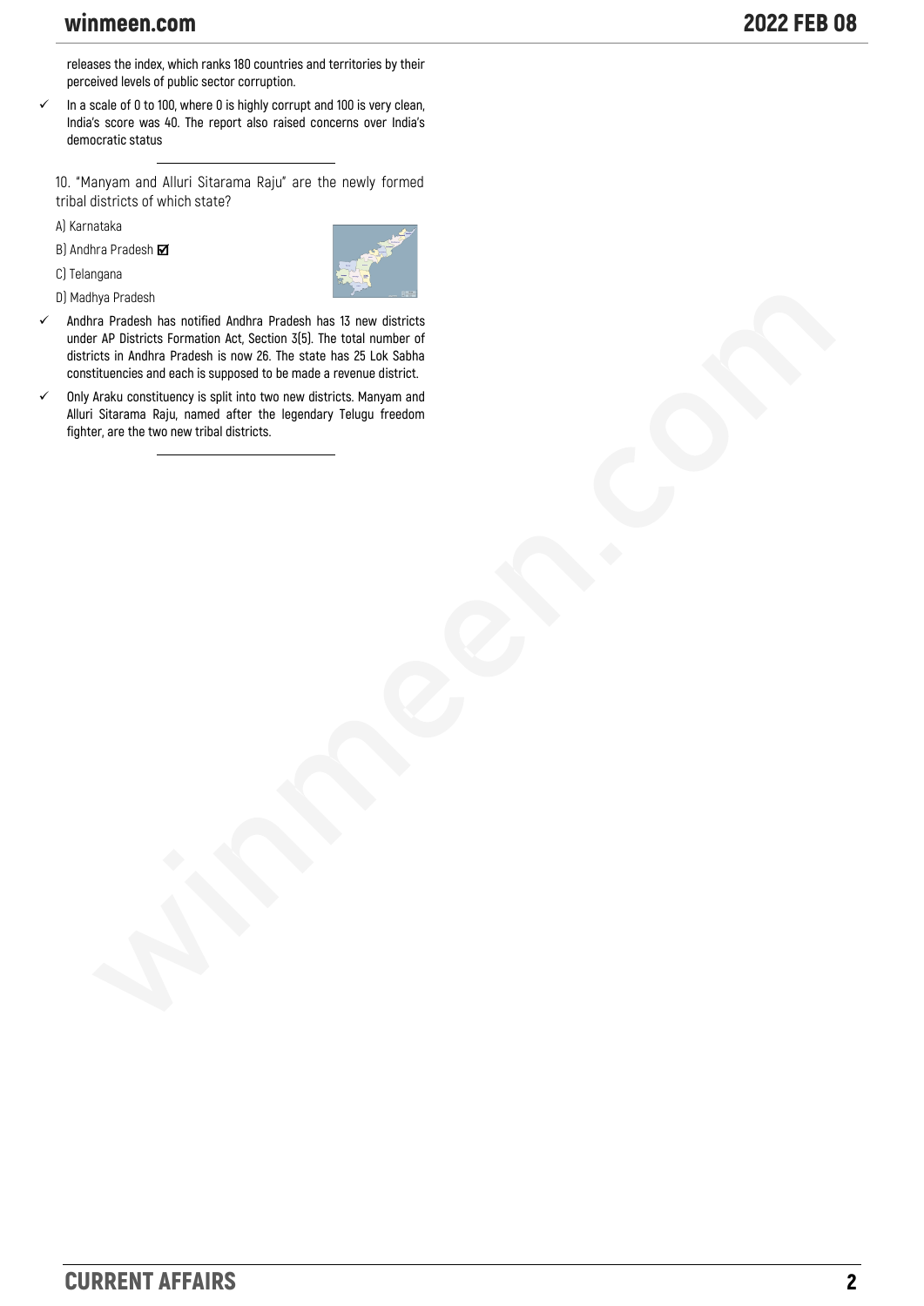releases the index, which ranks 180 countries and territories by their perceived levels of public sector corruption.

- ✓ In a scale of 0 to 100, where 0 is highly corrupt and 100 is very clean, India's score was 40. The report also raised concerns over India's democratic status

---

10. "Manyam and Alluri Sitarama Raju" are the newly formed tribal districts of which state?

A) Karnataka

B) Andhra Pradesh ☑

C) Telangana

D) Madhya Pradesh

- ✓ Andhra Pradesh has notified Andhra Pradesh has 13 new districts under AP Districts Formation Act, Section 3(5). The total number of districts in Andhra Pradesh is now 26. The state has 25 Lok Sabha constituencies and each is supposed to be made a revenue district.
- ✓ Only Araku constituency is split into two new districts. Manyam and Alluri Sitarama Raju, named after the legendary Telugu freedom fighter, are the two new tribal districts.

---